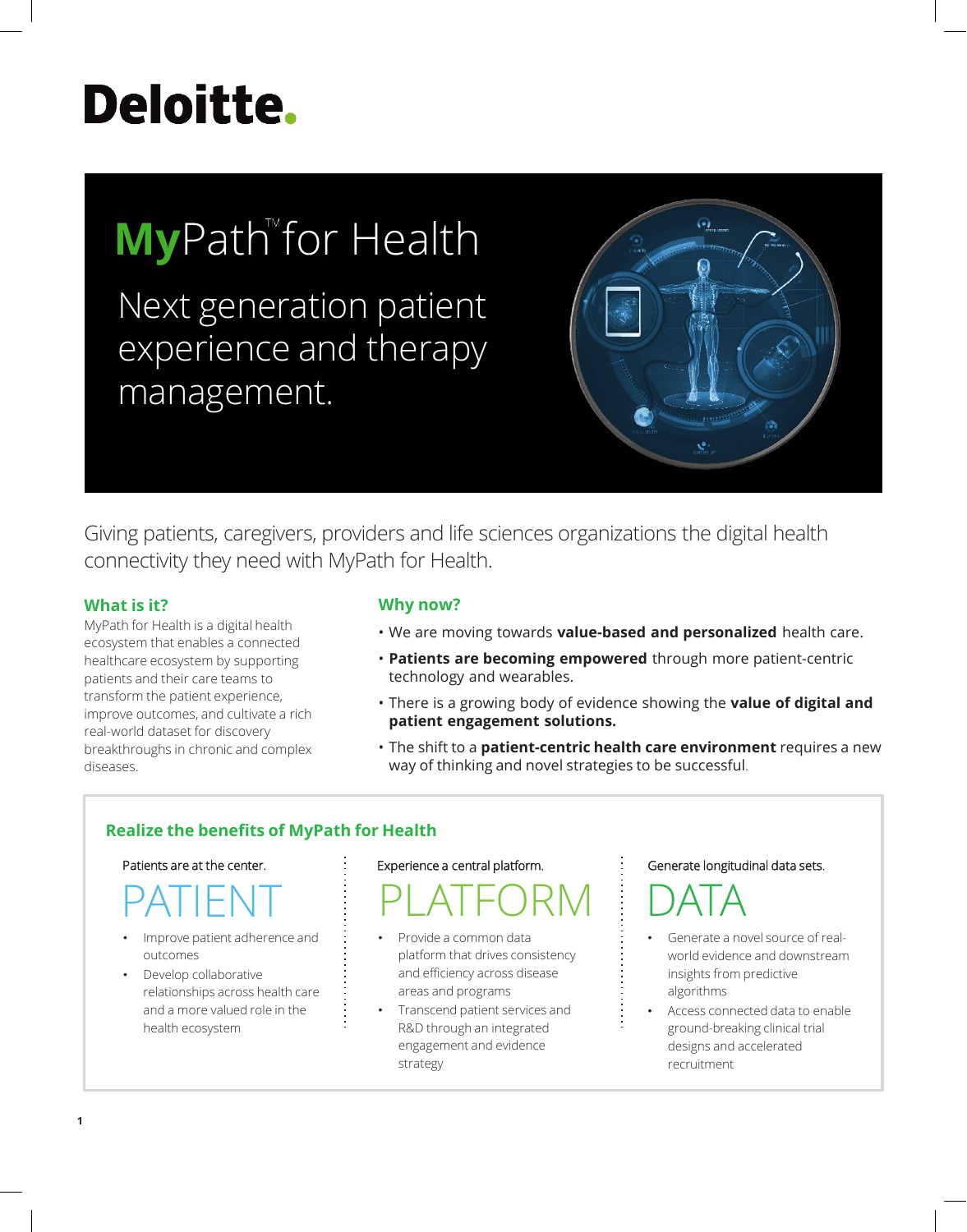Deloitte.

# MyPath™ for Health

## Next generation patient experience and therapy management.

Giving patients, caregivers, providers and life sciences organizations the digital health connectivity they need with MyPath for Health.

### What is it?

MyPath for Health is a digital health ecosystem that enables a connected healthcare ecosystem by supporting patients and their care teams to transform the patient experience, improve outcomes, and cultivate a rich real-world dataset for discovery breakthroughs in chronic and complex diseases.

### Why now?

- We are moving towards **value-based and personalized** health care.
- **Patients are becoming empowered** through more patient-centric technology and wearables.
- There is a growing body of evidence showing the **value of digital and patient engagement solutions.**
- The shift to a **patient-centric health care environment** requires a new way of thinking and novel strategies to be successful.

### Realize the benefits of MyPath for Health

Patients are at the center.

**PATIENT**

- Improve patient adherence and outcomes
- Develop collaborative relationships across health care and a more valued role in the health ecosystem

Experience a central platform.

**PLATFORM**

- Provide a common data platform that drives consistency and efficiency across disease areas and programs
- Transcend patient services and R&D through an integrated engagement and evidence strategy

Generate longitudinal data sets.

**DATA**

- Generate a novel source of real-world evidence and downstream insights from predictive algorithms
- Access connected data to enable ground-breaking clinical trial designs and accelerated recruitment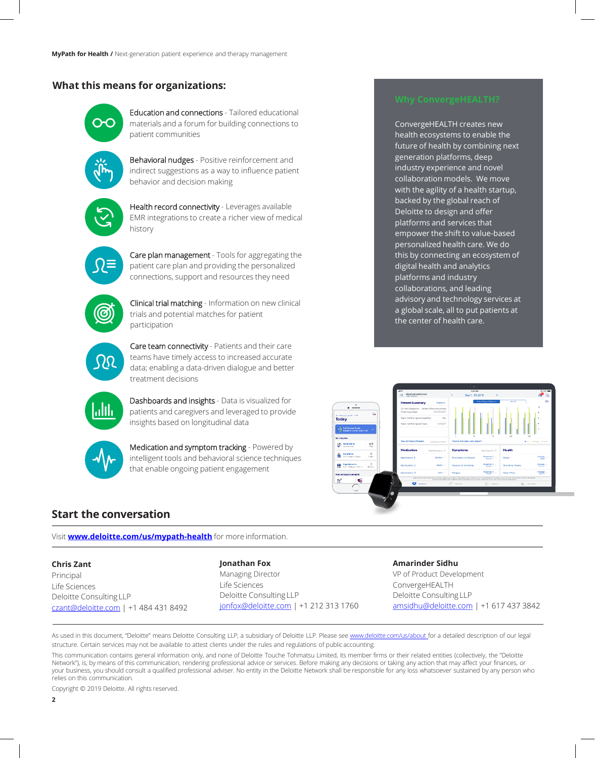## What this means for organizations:

- **Education and connections** - Tailored educational materials and a forum for building connections to patient communities
- **Behavioral nudges** - Positive reinforcement and indirect suggestions as a way to influence patient behavior and decision making
- **Health record connectivity** - Leverages available EMR integrations to create a richer view of medical history
- **Care plan management** - Tools for aggregating the patient care plan and providing the personalized connections, support and resources they need
- **Clinical trial matching** - Information on new clinical trials and potential matches for patient participation
- **Care team connectivity** - Patients and their care teams have timely access to increased accurate data; enabling a data-driven dialogue and better treatment decisions
- **Dashboards and insights** - Data is visualized for patients and caregivers and leveraged to provide insights based on longitudinal data
- **Medication and symptom tracking** - Powered by intelligent tools and behavioral science techniques that enable ongoing patient engagement

### Why ConvergeHEALTH?

ConvergeHEALTH creates new health ecosystems to enable the future of health by combining next generation platforms, deep industry experience and novel collaboration models. We move with the agility of a health startup, backed by the global reach of Deloitte to design and offer platforms and services that empower the shift to value-based personalized health care. We do this by connecting an ecosystem of digital health and analytics platforms and industry collaborations, and leading advisory and technology services at a global scale, all to put patients at the center of health care.

## Start the conversation

Visit **www.deloitte.com/us/mypath-health** for more information.

**Chris Zant**
Principal
Life Sciences
Deloitte Consulting LLP
czant@deloitte.com | +1 484 431 8492

**Jonathan Fox**
Managing Director
Life Sciences
Deloitte Consulting LLP
jonfox@deloitte.com | +1 212 313 1760

**Amarinder Sidhu**
VP of Product Development
ConvergeHEALTH
Deloitte Consulting LLP
amsidhu@deloitte.com | +1 617 437 3842

As used in this document, "Deloitte" means Deloitte Consulting LLP, a subsidiary of Deloitte LLP. Please see www.deloitte.com/us/about for a detailed description of our legal structure. Certain services may not be available to attest clients under the rules and regulations of public accounting.

This communication contains general information only, and none of Deloitte Touche Tohmatsu Limited, its member firms or their related entities (collectively, the "Deloitte Network"), is, by means of this communication, rendering professional advice or services. Before making any decisions or taking any action that may affect your finances, or your business, you should consult a qualified professional adviser. No entity in the Deloitte Network shall be responsible for any loss whatsoever sustained by any person who relies on this communication.

Copyright © 2019 Deloitte. All rights reserved.